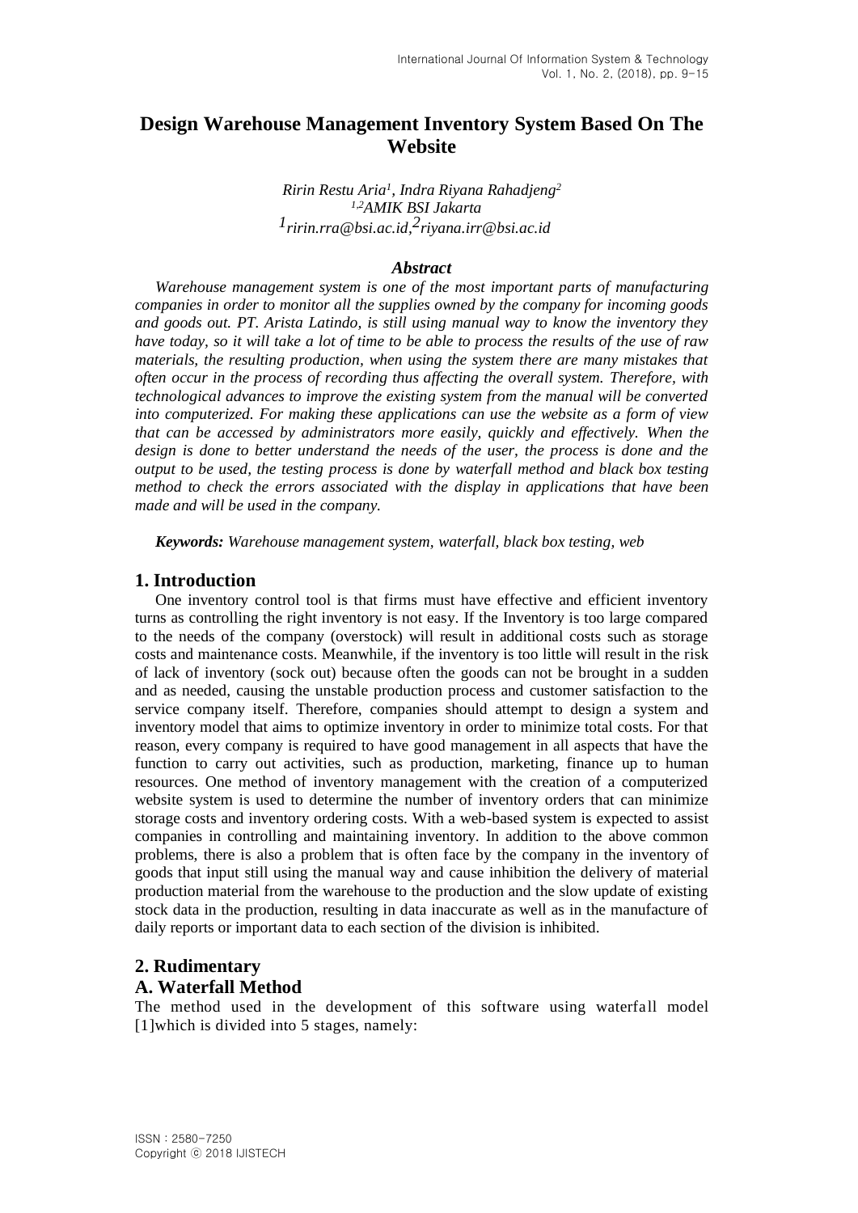# Design Warehouse Management Inventory System Based On The Website

*Ririn Restu Aria[1], Indra Riyana Rahadjeng[2]*
*[1,2]AMIK BSI Jakarta*
*[1]ririn.rra@bsi.ac.id,[2]riyana.irr@bsi.ac.id*

### *Abstract*

*Warehouse management system is one of the most important parts of manufacturing companies in order to monitor all the supplies owned by the company for incoming goods and goods out. PT. Arista Latindo, is still using manual way to know the inventory they have today, so it will take a lot of time to be able to process the results of the use of raw materials, the resulting production, when using the system there are many mistakes that often occur in the process of recording thus affecting the overall system. Therefore, with technological advances to improve the existing system from the manual will be converted into computerized. For making these applications can use the website as a form of view that can be accessed by administrators more easily, quickly and effectively. When the design is done to better understand the needs of the user, the process is done and the output to be used, the testing process is done by waterfall method and black box testing method to check the errors associated with the display in applications that have been made and will be used in the company.*

***Keywords:** Warehouse management system, waterfall, black box testing, web*

## 1. Introduction

One inventory control tool is that firms must have effective and efficient inventory turns as controlling the right inventory is not easy. If the Inventory is too large compared to the needs of the company (overstock) will result in additional costs such as storage costs and maintenance costs. Meanwhile, if the inventory is too little will result in the risk of lack of inventory (sock out) because often the goods can not be brought in a sudden and as needed, causing the unstable production process and customer satisfaction to the service company itself. Therefore, companies should attempt to design a system and inventory model that aims to optimize inventory in order to minimize total costs. For that reason, every company is required to have good management in all aspects that have the function to carry out activities, such as production, marketing, finance up to human resources. One method of inventory management with the creation of a computerized website system is used to determine the number of inventory orders that can minimize storage costs and inventory ordering costs. With a web-based system is expected to assist companies in controlling and maintaining inventory. In addition to the above common problems, there is also a problem that is often face by the company in the inventory of goods that input still using the manual way and cause inhibition the delivery of material production material from the warehouse to the production and the slow update of existing stock data in the production, resulting in data inaccurate as well as in the manufacture of daily reports or important data to each section of the division is inhibited.

## 2. Rudimentary

### A. Waterfall Method

The method used in the development of this software using waterfall model [1]which is divided into 5 stages, namely: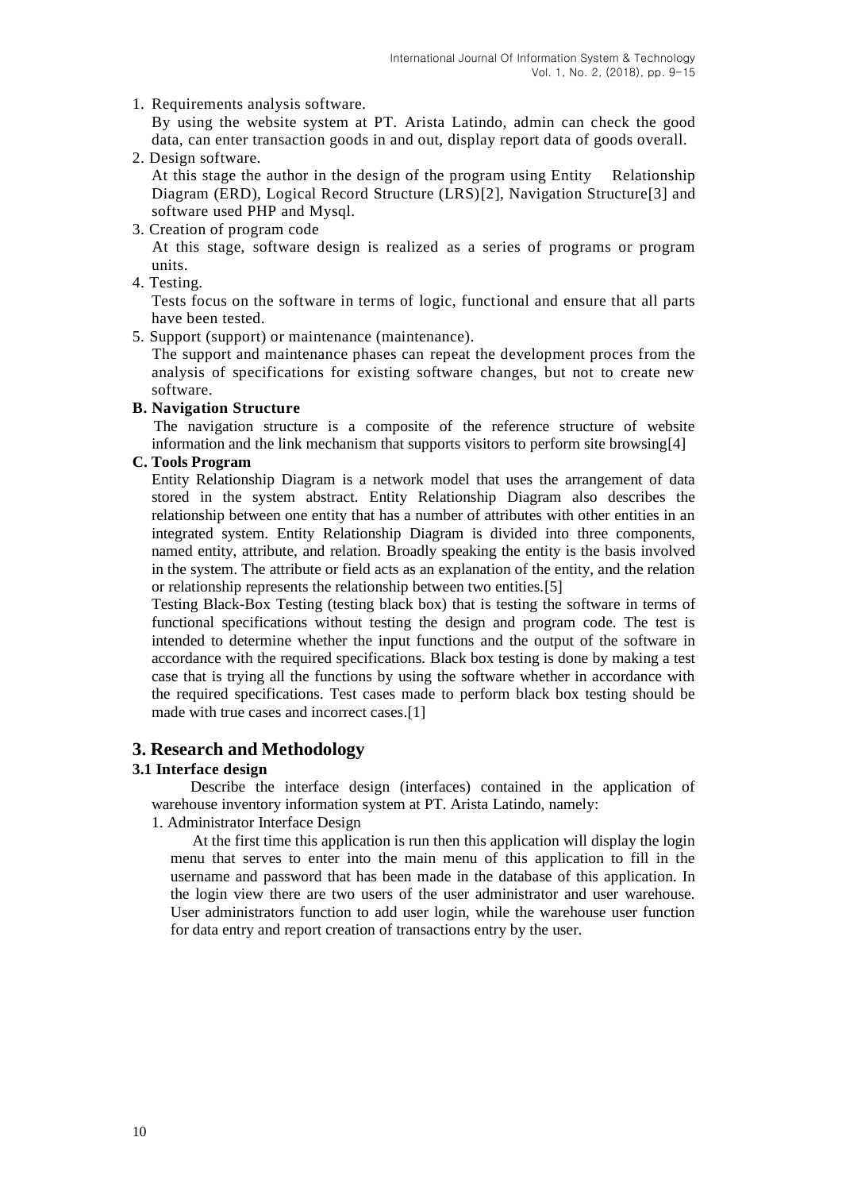1. Requirements analysis software.

   By using the website system at PT. Arista Latindo, admin can check the good data, can enter transaction goods in and out, display report data of goods overall.

2. Design software.

   At this stage the author in the design of the program using Entity Relationship Diagram (ERD), Logical Record Structure (LRS)[2], Navigation Structure[3] and software used PHP and Mysql.

3. Creation of program code

   At this stage, software design is realized as a series of programs or program units.

4. Testing.

   Tests focus on the software in terms of logic, functional and ensure that all parts have been tested.

5. Support (support) or maintenance (maintenance).

   The support and maintenance phases can repeat the development proces from the analysis of specifications for existing software changes, but not to create new software.

**B. Navigation Structure**

The navigation structure is a composite of the reference structure of website information and the link mechanism that supports visitors to perform site browsing[4]

**C. Tools Program**

Entity Relationship Diagram is a network model that uses the arrangement of data stored in the system abstract. Entity Relationship Diagram also describes the relationship between one entity that has a number of attributes with other entities in an integrated system. Entity Relationship Diagram is divided into three components, named entity, attribute, and relation. Broadly speaking the entity is the basis involved in the system. The attribute or field acts as an explanation of the entity, and the relation or relationship represents the relationship between two entities.[5]

Testing Black-Box Testing (testing black box) that is testing the software in terms of functional specifications without testing the design and program code. The test is intended to determine whether the input functions and the output of the software in accordance with the required specifications. Black box testing is done by making a test case that is trying all the functions by using the software whether in accordance with the required specifications. Test cases made to perform black box testing should be made with true cases and incorrect cases.[1]

## 3. Research and Methodology

### 3.1 Interface design

Describe the interface design (interfaces) contained in the application of warehouse inventory information system at PT. Arista Latindo, namely:

1. Administrator Interface Design

   At the first time this application is run then this application will display the login menu that serves to enter into the main menu of this application to fill in the username and password that has been made in the database of this application. In the login view there are two users of the user administrator and user warehouse. User administrators function to add user login, while the warehouse user function for data entry and report creation of transactions entry by the user.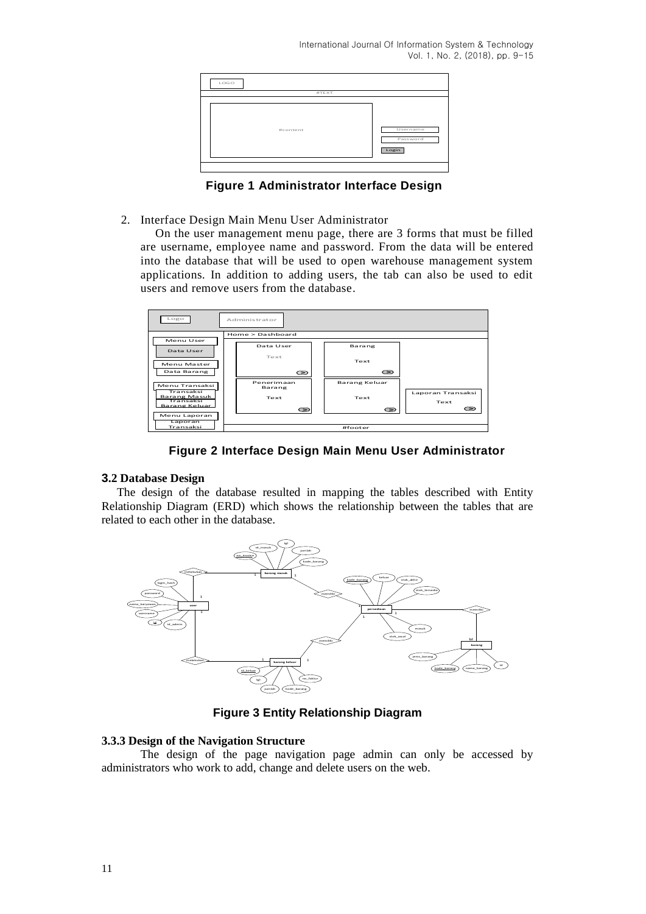**Figure 1 Administrator Interface Design**

2. Interface Design Main Menu User Administrator

   On the user management menu page, there are 3 forms that must be filled are username, employee name and password. From the data will be entered into the database that will be used to open warehouse management system applications. In addition to adding users, the tab can also be used to edit users and remove users from the database.

**Figure 2 Interface Design Main Menu User Administrator**

### 3.2 Database Design

The design of the database resulted in mapping the tables described with Entity Relationship Diagram (ERD) which shows the relationship between the tables that are related to each other in the database.

**Figure 3 Entity Relationship Diagram**

### 3.3.3 Design of the Navigation Structure

The design of the page navigation page admin can only be accessed by administrators who work to add, change and delete users on the web.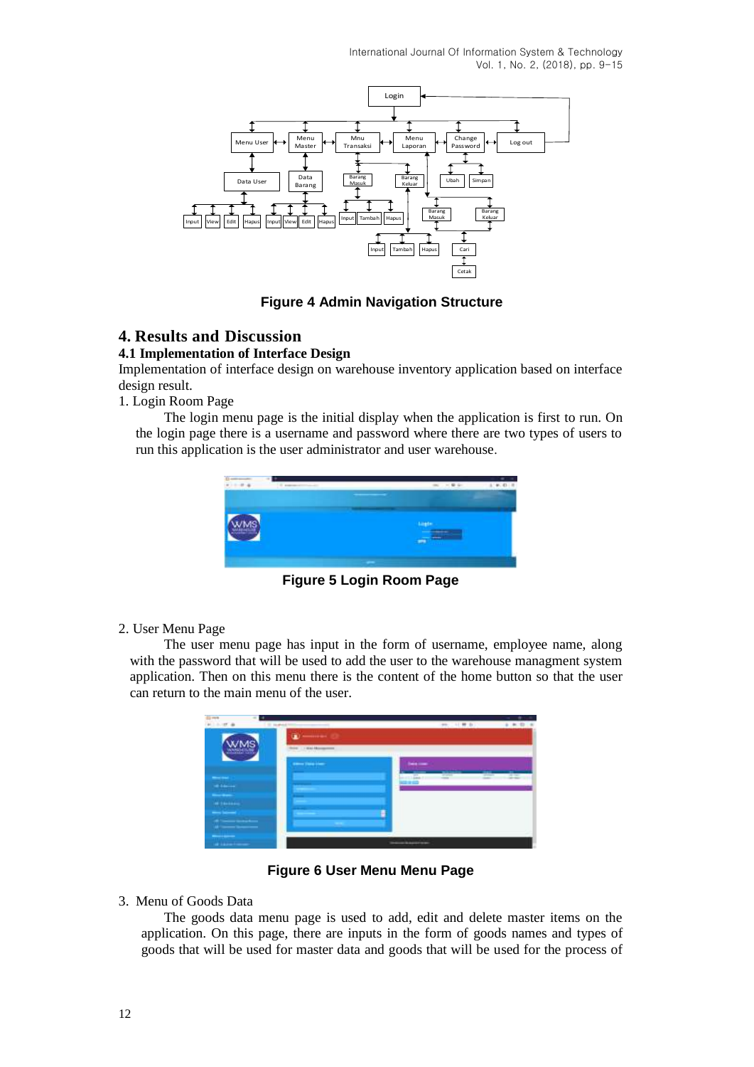Login

Menu User

Menu Master

Mnu Transaksi

Menu Laporan

Change Password

Log out

Data User

Data Barang

Barang Masuk

Barang Keluar

Ubah

Simpan

Input

View

Edit

Hapus

Input

View

Edit

Hapus

Input

Tambah

Hapus

Barang Masuk

Barang Keluar

Input

Tambah

Hapus

Cari

Cetak

**Figure 4 Admin Navigation Structure**

# 4. Results and Discussion

## 4.1 Implementation of Interface Design

Implementation of interface design on warehouse inventory application based on interface design result.

1. Login Room Page

The login menu page is the initial display when the application is first to run. On the login page there is a username and password where there are two types of users to run this application is the user administrator and user warehouse.

**Figure 5 Login Room Page**

2. User Menu Page

The user menu page has input in the form of username, employee name, along with the password that will be used to add the user to the warehouse managment system application. Then on this menu there is the content of the home button so that the user can return to the main menu of the user.

**Figure 6 User Menu Menu Page**

3. Menu of Goods Data

The goods data menu page is used to add, edit and delete master items on the application. On this page, there are inputs in the form of goods names and types of goods that will be used for master data and goods that will be used for the process of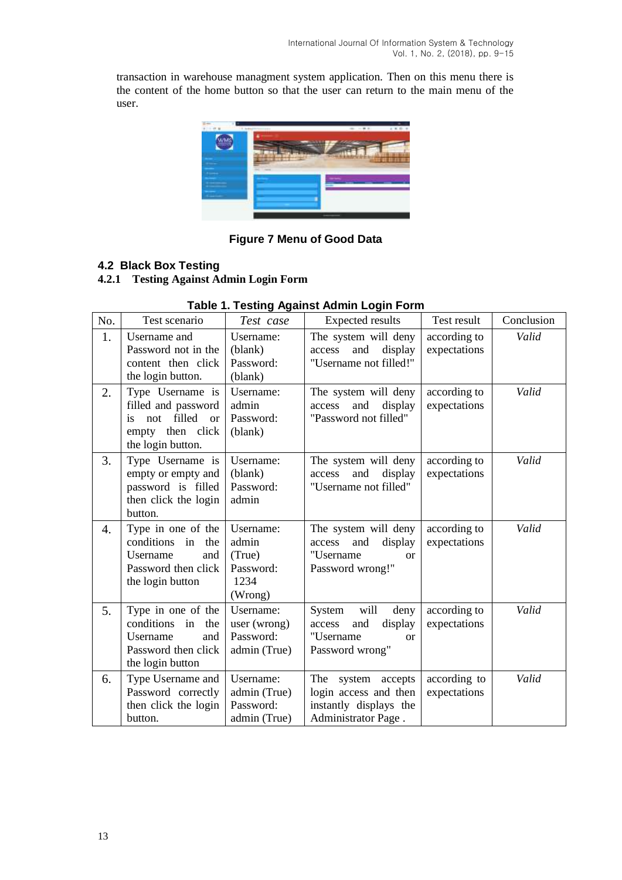transaction in warehouse managment system application. Then on this menu there is the content of the home button so that the user can return to the main menu of the user.

**Figure 7 Menu of Good Data**

## 4.2 Black Box Testing

### 4.2.1 Testing Against Admin Login Form

**Table 1. Testing Against Admin Login Form**

| No. | Test scenario | *Test case* | Expected results | Test result | Conclusion |
|---|---|---|---|---|---|
| 1. | Username and Password not in the content then click the login button. | Username: (blank) Password: (blank) | The system will deny access and display "Username not filled!" | according to expectations | *Valid* |
| 2. | Type Username is filled and password is not filled or empty then click the login button. | Username: admin Password: (blank) | The system will deny access and display "Password not filled" | according to expectations | *Valid* |
| 3. | Type Username is empty or empty and password is filled then click the login button. | Username: (blank) Password: admin | The system will deny access and display "Username not filled" | according to expectations | *Valid* |
| 4. | Type in one of the conditions in the Username and Password then click the login button | Username: admin (True) Password: 1234 (Wrong) | The system will deny access and display "Username or Password wrong!" | according to expectations | *Valid* |
| 5. | Type in one of the conditions in the Username and Password then click the login button | Username: user (wrong) Password: admin (True) | System will deny access and display "Username or Password wrong" | according to expectations | *Valid* |
| 6. | Type Username and Password correctly then click the login button. | Username: admin (True) Password: admin (True) | The system accepts login access and then instantly displays the Administrator Page . | according to expectations | *Valid* |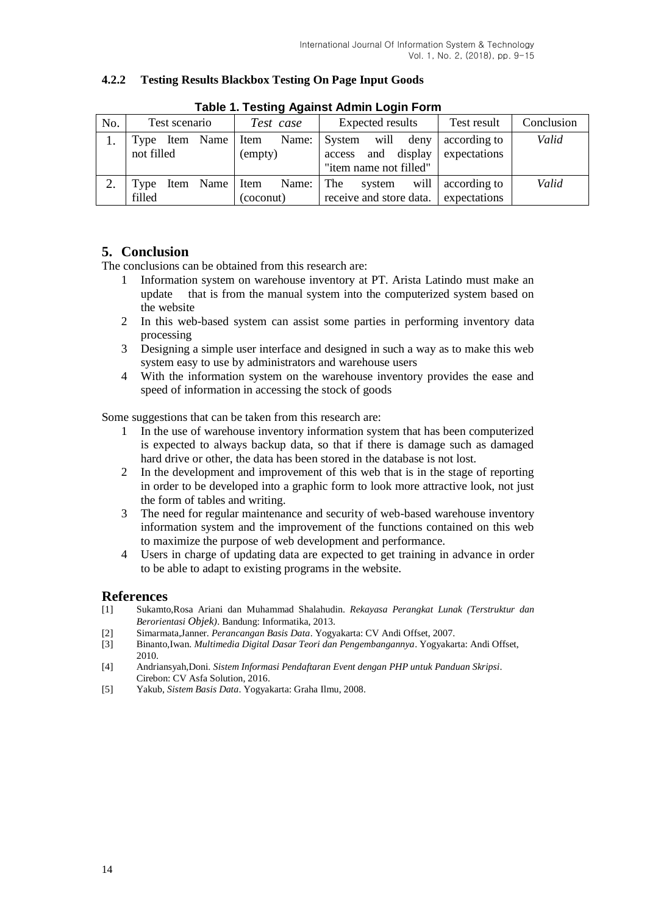### 4.2.2 Testing Results Blackbox Testing On Page Input Goods

**Table 1. Testing Against Admin Login Form**

| No. | Test scenario | *Test case* | Expected results | Test result | Conclusion |
|---|---|---|---|---|---|
| 1. | Type Item Name not filled | Item Name: (empty) | System will deny access and display "item name not filled" | according to expectations | *Valid* |
| 2. | Type Item Name filled | Item Name: (coconut) | The system will receive and store data. | according to expectations | *Valid* |

## 5. Conclusion

The conclusions can be obtained from this research are:

1 Information system on warehouse inventory at PT. Arista Latindo must make an update that is from the manual system into the computerized system based on the website

2 In this web-based system can assist some parties in performing inventory data processing

3 Designing a simple user interface and designed in such a way as to make this web system easy to use by administrators and warehouse users

4 With the information system on the warehouse inventory provides the ease and speed of information in accessing the stock of goods

Some suggestions that can be taken from this research are:

1 In the use of warehouse inventory information system that has been computerized is expected to always backup data, so that if there is damage such as damaged hard drive or other, the data has been stored in the database is not lost.

2 In the development and improvement of this web that is in the stage of reporting in order to be developed into a graphic form to look more attractive look, not just the form of tables and writing.

3 The need for regular maintenance and security of web-based warehouse inventory information system and the improvement of the functions contained on this web to maximize the purpose of web development and performance.

4 Users in charge of updating data are expected to get training in advance in order to be able to adapt to existing programs in the website.

## References

[1] Sukamto,Rosa Ariani dan Muhammad Shalahudin. *Rekayasa Perangkat Lunak (Terstruktur dan Berorientasi Objek)*. Bandung: Informatika, 2013.

[2] Simarmata,Janner. *Perancangan Basis Data*. Yogyakarta: CV Andi Offset, 2007.

[3] Binanto,Iwan. *Multimedia Digital Dasar Teori dan Pengembangannya*. Yogyakarta: Andi Offset, 2010.

[4] Andriansyah,Doni. *Sistem Informasi Pendaftaran Event dengan PHP untuk Panduan Skripsi*. Cirebon: CV Asfa Solution, 2016.

[5] Yakub, *Sistem Basis Data*. Yogyakarta: Graha Ilmu, 2008.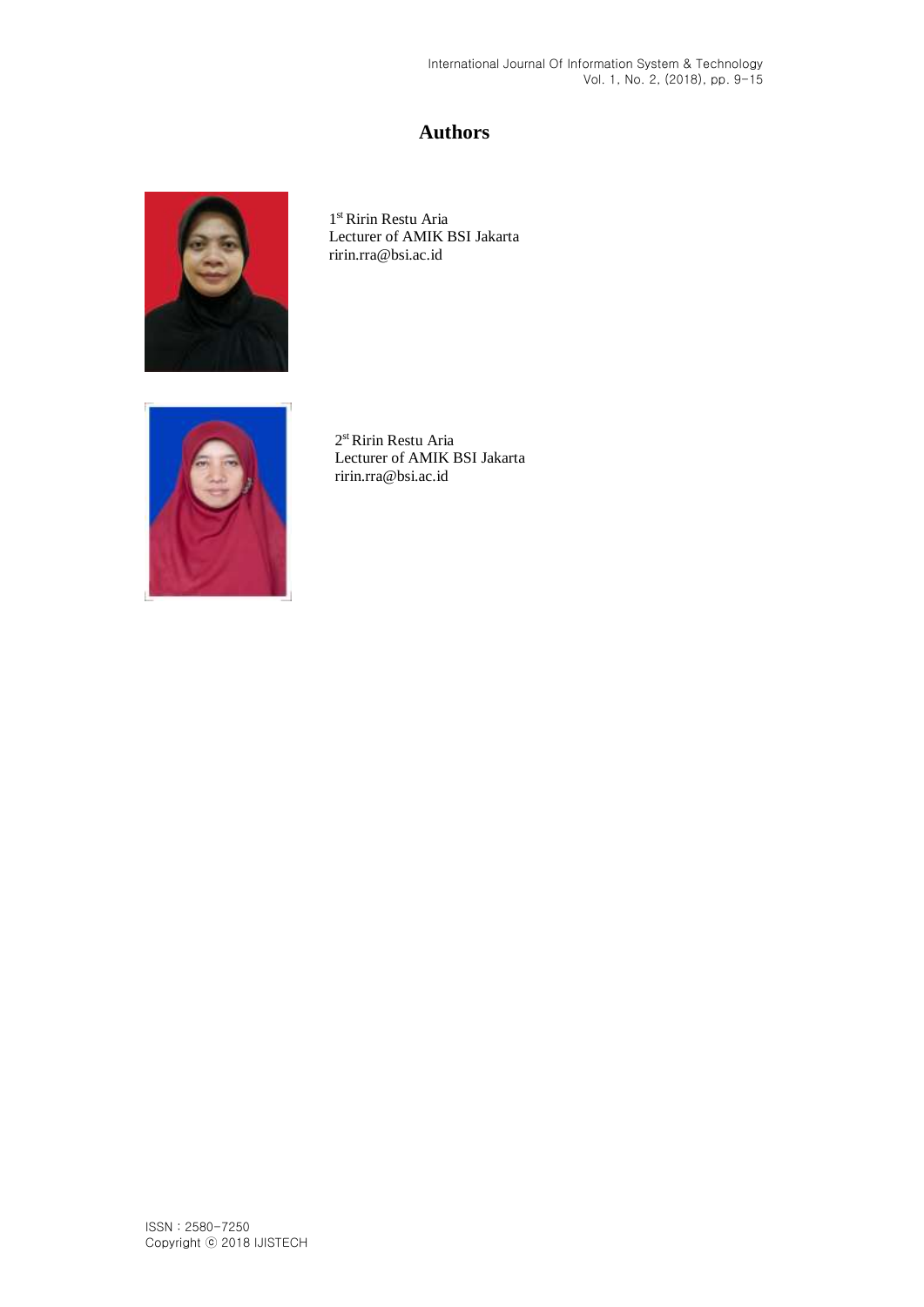# Authors

1st Ririn Restu Aria
Lecturer of AMIK BSI Jakarta
ririn.rra@bsi.ac.id

2st Ririn Restu Aria
Lecturer of AMIK BSI Jakarta
ririn.rra@bsi.ac.id